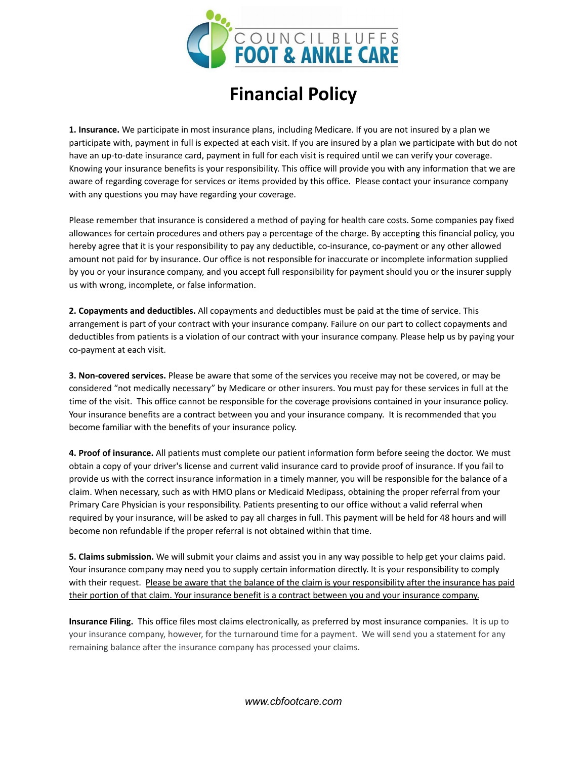COUNCIL BLUFFS
FOOT & ANKLE CARE

# Financial Policy

**1. Insurance.** We participate in most insurance plans, including Medicare. If you are not insured by a plan we participate with, payment in full is expected at each visit. If you are insured by a plan we participate with but do not have an up-to-date insurance card, payment in full for each visit is required until we can verify your coverage. Knowing your insurance benefits is your responsibility. This office will provide you with any information that we are aware of regarding coverage for services or items provided by this office. Please contact your insurance company with any questions you may have regarding your coverage.

Please remember that insurance is considered a method of paying for health care costs. Some companies pay fixed allowances for certain procedures and others pay a percentage of the charge. By accepting this financial policy, you hereby agree that it is your responsibility to pay any deductible, co-insurance, co-payment or any other allowed amount not paid for by insurance. Our office is not responsible for inaccurate or incomplete information supplied by you or your insurance company, and you accept full responsibility for payment should you or the insurer supply us with wrong, incomplete, or false information.

**2. Copayments and deductibles.** All copayments and deductibles must be paid at the time of service. This arrangement is part of your contract with your insurance company. Failure on our part to collect copayments and deductibles from patients is a violation of our contract with your insurance company. Please help us by paying your co-payment at each visit.

**3. Non-covered services.** Please be aware that some of the services you receive may not be covered, or may be considered "not medically necessary" by Medicare or other insurers. You must pay for these services in full at the time of the visit. This office cannot be responsible for the coverage provisions contained in your insurance policy. Your insurance benefits are a contract between you and your insurance company. It is recommended that you become familiar with the benefits of your insurance policy.

**4. Proof of insurance.** All patients must complete our patient information form before seeing the doctor. We must obtain a copy of your driver's license and current valid insurance card to provide proof of insurance. If you fail to provide us with the correct insurance information in a timely manner, you will be responsible for the balance of a claim. When necessary, such as with HMO plans or Medicaid Medipass, obtaining the proper referral from your Primary Care Physician is your responsibility. Patients presenting to our office without a valid referral when required by your insurance, will be asked to pay all charges in full. This payment will be held for 48 hours and will become non refundable if the proper referral is not obtained within that time.

**5. Claims submission.** We will submit your claims and assist you in any way possible to help get your claims paid. Your insurance company may need you to supply certain information directly. It is your responsibility to comply with their request. <u>Please be aware that the balance of the claim is your responsibility after the insurance has paid their portion of that claim. Your insurance benefit is a contract between you and your insurance company.</u>

**Insurance Filing.** This office files most claims electronically, as preferred by most insurance companies. It is up to your insurance company, however, for the turnaround time for a payment. We will send you a statement for any remaining balance after the insurance company has processed your claims.

*www.cbfootcare.com*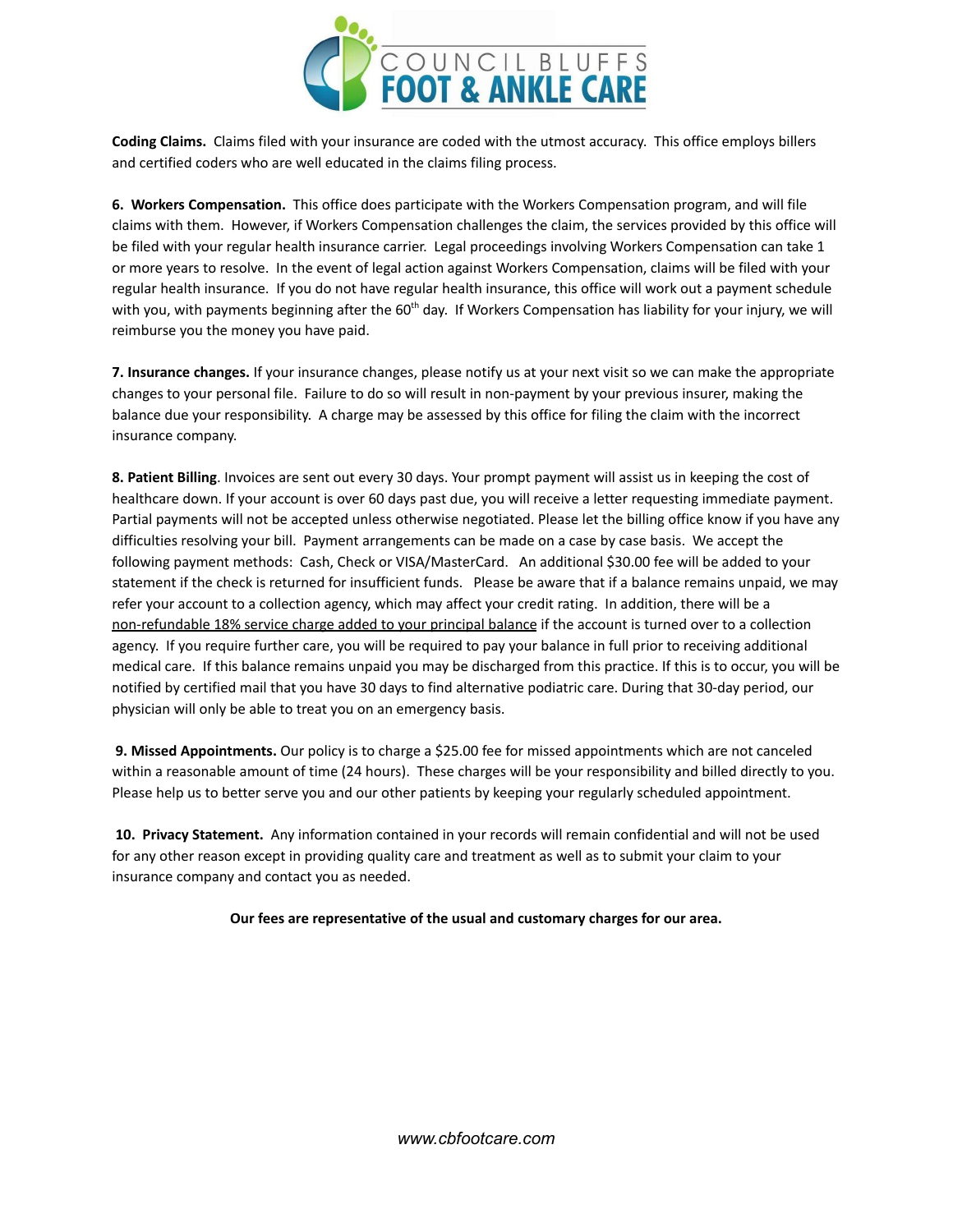**Coding Claims.** Claims filed with your insurance are coded with the utmost accuracy. This office employs billers and certified coders who are well educated in the claims filing process.

**6. Workers Compensation.** This office does participate with the Workers Compensation program, and will file claims with them. However, if Workers Compensation challenges the claim, the services provided by this office will be filed with your regular health insurance carrier. Legal proceedings involving Workers Compensation can take 1 or more years to resolve. In the event of legal action against Workers Compensation, claims will be filed with your regular health insurance. If you do not have regular health insurance, this office will work out a payment schedule with you, with payments beginning after the 60th day. If Workers Compensation has liability for your injury, we will reimburse you the money you have paid.

**7. Insurance changes.** If your insurance changes, please notify us at your next visit so we can make the appropriate changes to your personal file. Failure to do so will result in non-payment by your previous insurer, making the balance due your responsibility. A charge may be assessed by this office for filing the claim with the incorrect insurance company.

**8. Patient Billing**. Invoices are sent out every 30 days. Your prompt payment will assist us in keeping the cost of healthcare down. If your account is over 60 days past due, you will receive a letter requesting immediate payment. Partial payments will not be accepted unless otherwise negotiated. Please let the billing office know if you have any difficulties resolving your bill. Payment arrangements can be made on a case by case basis. We accept the following payment methods: Cash, Check or VISA/MasterCard. An additional $30.00 fee will be added to your statement if the check is returned for insufficient funds. Please be aware that if a balance remains unpaid, we may refer your account to a collection agency, which may affect your credit rating. In addition, there will be a <u>non-refundable 18% service charge added to your principal balance</u> if the account is turned over to a collection agency. If you require further care, you will be required to pay your balance in full prior to receiving additional medical care. If this balance remains unpaid you may be discharged from this practice. If this is to occur, you will be notified by certified mail that you have 30 days to find alternative podiatric care. During that 30-day period, our physician will only be able to treat you on an emergency basis.

**9. Missed Appointments.** Our policy is to charge a $25.00 fee for missed appointments which are not canceled within a reasonable amount of time (24 hours). These charges will be your responsibility and billed directly to you. Please help us to better serve you and our other patients by keeping your regularly scheduled appointment.

**10. Privacy Statement.** Any information contained in your records will remain confidential and will not be used for any other reason except in providing quality care and treatment as well as to submit your claim to your insurance company and contact you as needed.

**Our fees are representative of the usual and customary charges for our area.**